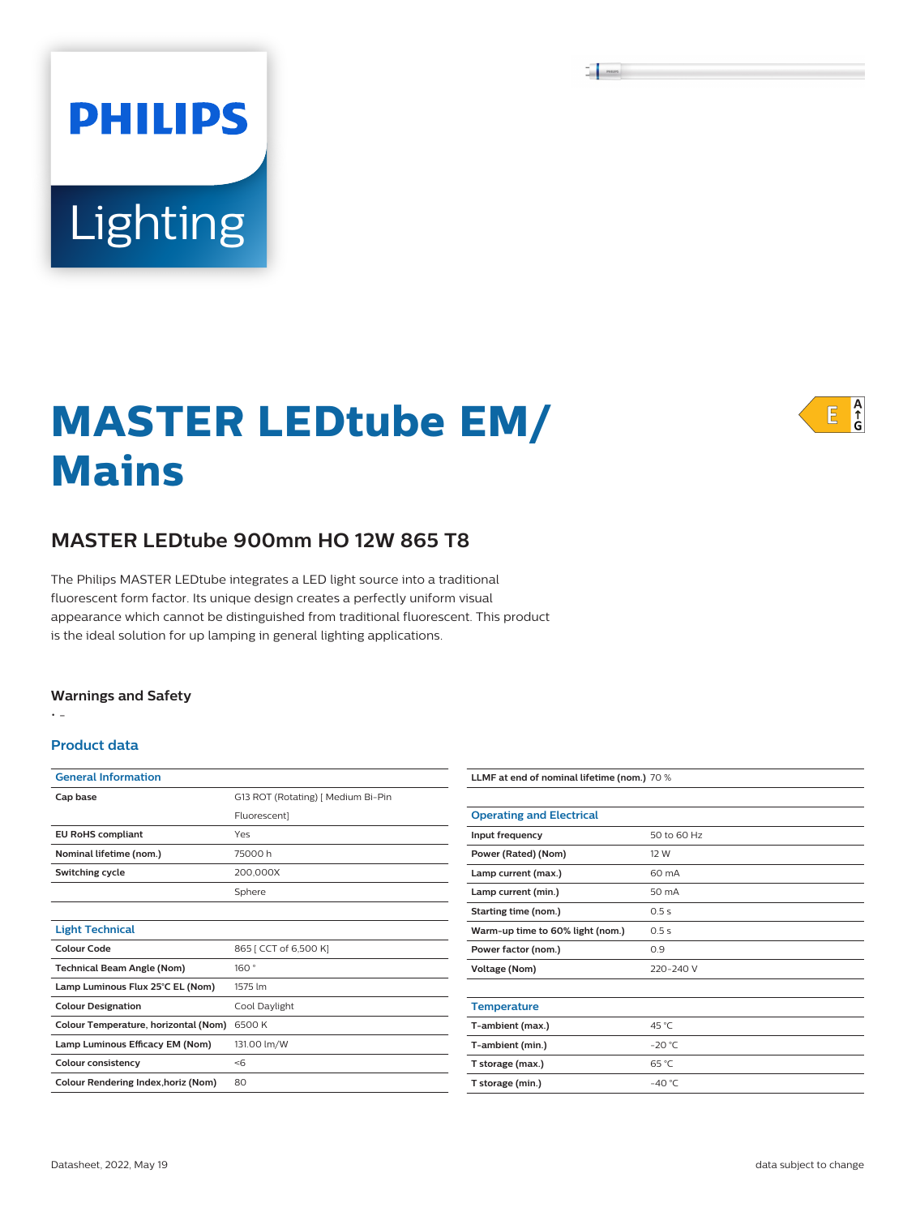# MASTER LEDtube EM/ Mains

## MASTER LEDtube 900mm HO 12W 865 T8

The Philips MASTER LEDtube integrates a LED light source into a traditional fluorescent form factor. Its unique design creates a perfectly uniform visual appearance which cannot be distinguished from traditional fluorescent. This product is the ideal solution for up lamping in general lighting applications.

### Warnings and Safety

- -

### Product data

| General Information | |
|---|---|
| Cap base | G13 ROT (Rotating) [ Medium Bi-Pin Fluorescent] |
| EU RoHS compliant | Yes |
| Nominal lifetime (nom.) | 75000 h |
| Switching cycle | 200,000X |
| | Sphere |

| Light Technical | |
|---|---|
| Colour Code | 865 [ CCT of 6,500 K] |
| Technical Beam Angle (Nom) | 160 ° |
| Lamp Luminous Flux 25°C EL (Nom) | 1575 lm |
| Colour Designation | Cool Daylight |
| Colour Temperature, horizontal (Nom) | 6500 K |
| Lamp Luminous Efficacy EM (Nom) | 131.00 lm/W |
| Colour consistency | <6 |
| Colour Rendering Index,horiz (Nom) | 80 |
| LLMF at end of nominal lifetime (nom.) | 70 % |

| Operating and Electrical | |
|---|---|
| Input frequency | 50 to 60 Hz |
| Power (Rated) (Nom) | 12 W |
| Lamp current (max.) | 60 mA |
| Lamp current (min.) | 50 mA |
| Starting time (nom.) | 0.5 s |
| Warm-up time to 60% light (nom.) | 0.5 s |
| Power factor (nom.) | 0.9 |
| Voltage (Nom) | 220-240 V |

| Temperature | |
|---|---|
| T-ambient (max.) | 45 °C |
| T-ambient (min.) | -20 °C |
| T storage (max.) | 65 °C |
| T storage (min.) | -40 °C |

Datasheet, 2022, May 19

data subject to change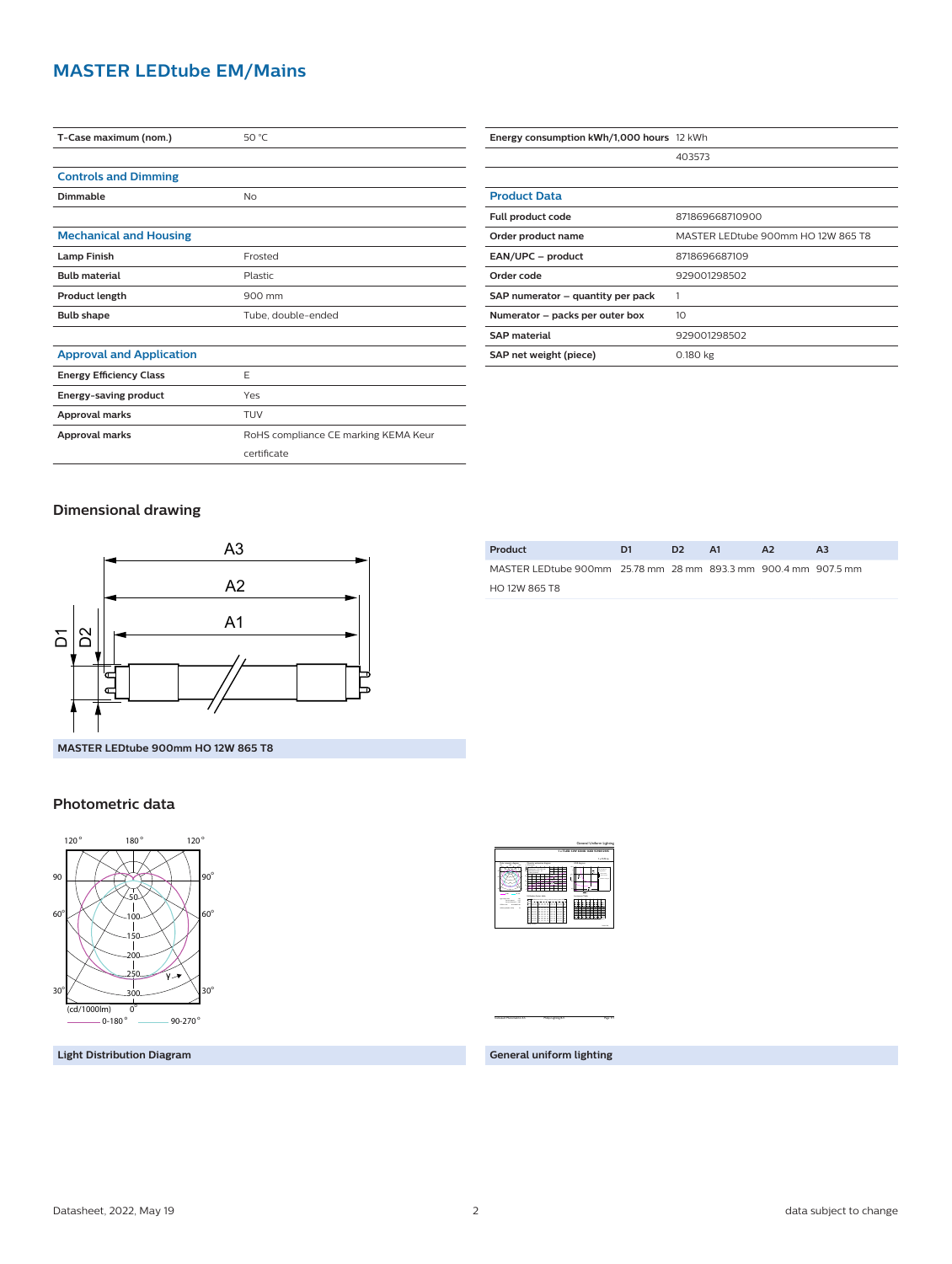# MASTER LEDtube EM/Mains

| | |
|---|---|
| **T-Case maximum (nom.)** | 50 °C |

### Controls and Dimming

| | |
|---|---|
| **Dimmable** | No |

### Mechanical and Housing

| | |
|---|---|
| **Lamp Finish** | Frosted |
| **Bulb material** | Plastic |
| **Product length** | 900 mm |
| **Bulb shape** | Tube, double-ended |

### Approval and Application

| | |
|---|---|
| **Energy Efficiency Class** | E |
| **Energy-saving product** | Yes |
| **Approval marks** | TUV |
| **Approval marks** | RoHS compliance CE marking KEMA Keur certificate |

| | |
|---|---|
| **Energy consumption kWh/1,000 hours** | 12 kWh |
| | 403573 |

### Product Data

| | |
|---|---|
| **Full product code** | 871869668710900 |
| **Order product name** | MASTER LEDtube 900mm HO 12W 865 T8 |
| **EAN/UPC – product** | 8718696687109 |
| **Order code** | 929001298502 |
| **SAP numerator – quantity per pack** | 1 |
| **Numerator – packs per outer box** | 10 |
| **SAP material** | 929001298502 |
| **SAP net weight (piece)** | 0.180 kg |

## Dimensional drawing

MASTER LEDtube 900mm HO 12W 865 T8

| Product | D1 | D2 | A1 | A2 | A3 |
|---|---|---|---|---|---|
| MASTER LEDtube 900mm HO 12W 865 T8 | 25.78 mm | 28 mm | 893.3 mm | 900.4 mm | 907.5 mm |

## Photometric data

Light Distribution Diagram

General uniform lighting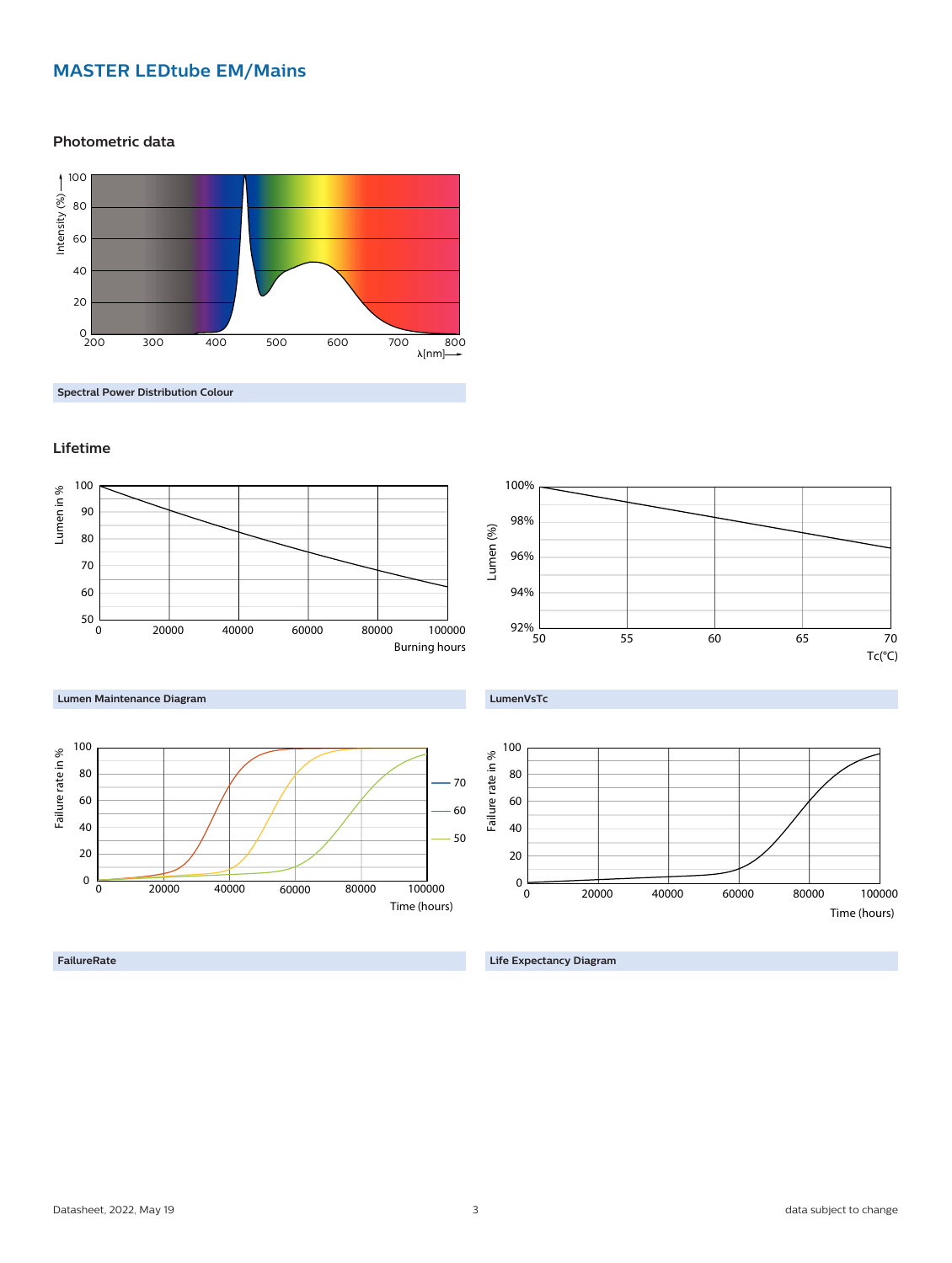# MASTER LEDtube EM/Mains

## Photometric data

Spectral Power Distribution Colour

## Lifetime

Lumen Maintenance Diagram

LumenVsTc

FailureRate

Life Expectancy Diagram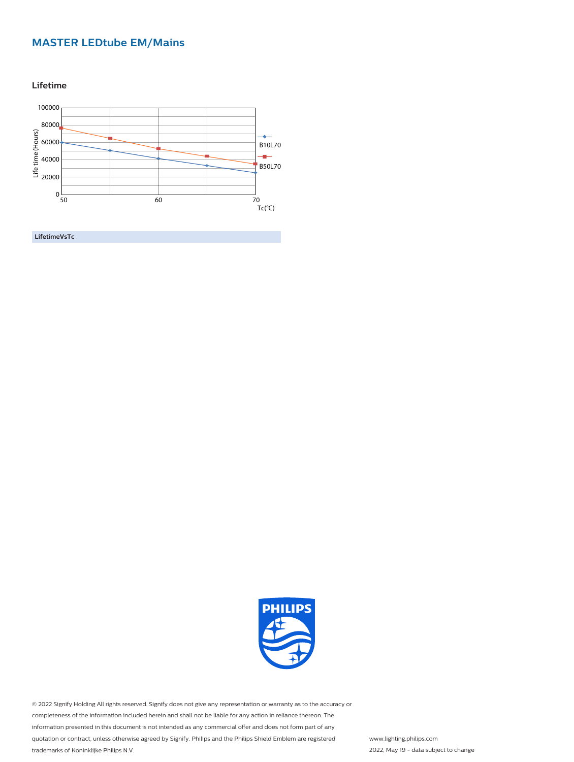# MASTER LEDtube EM/Mains

## Lifetime

100000
80000
60000
40000
20000
0
Life time (Hours)
50
60
70
Tc(°C)
B10L70
B50L70

LifetimeVsTc

© 2022 Signify Holding All rights reserved. Signify does not give any representation or warranty as to the accuracy or completeness of the information included herein and shall not be liable for any action in reliance thereon. The information presented in this document is not intended as any commercial offer and does not form part of any quotation or contract, unless otherwise agreed by Signify. Philips and the Philips Shield Emblem are registered trademarks of Koninklijke Philips N.V.

www.lighting.philips.com

2022, May 19 - data subject to change